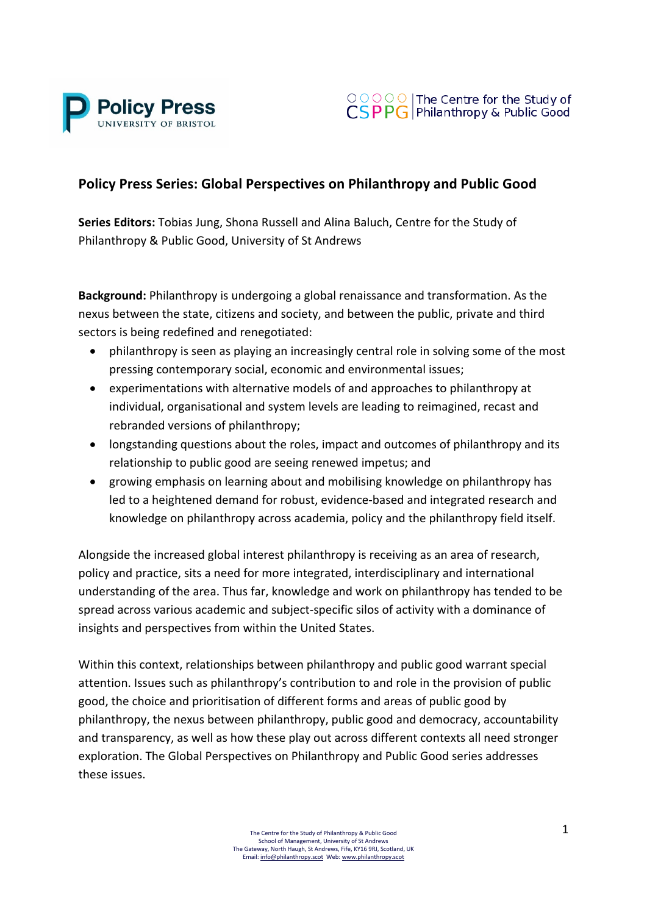# Policy Press Series: Global Perspectives on Philanthropy and Public Good

**Series Editors:** Tobias Jung, Shona Russell and Alina Baluch, Centre for the Study of Philanthropy & Public Good, University of St Andrews

**Background:** Philanthropy is undergoing a global renaissance and transformation. As the nexus between the state, citizens and society, and between the public, private and third sectors is being redefined and renegotiated:

- philanthropy is seen as playing an increasingly central role in solving some of the most pressing contemporary social, economic and environmental issues;
- experimentations with alternative models of and approaches to philanthropy at individual, organisational and system levels are leading to reimagined, recast and rebranded versions of philanthropy;
- longstanding questions about the roles, impact and outcomes of philanthropy and its relationship to public good are seeing renewed impetus; and
- growing emphasis on learning about and mobilising knowledge on philanthropy has led to a heightened demand for robust, evidence-based and integrated research and knowledge on philanthropy across academia, policy and the philanthropy field itself.

Alongside the increased global interest philanthropy is receiving as an area of research, policy and practice, sits a need for more integrated, interdisciplinary and international understanding of the area. Thus far, knowledge and work on philanthropy has tended to be spread across various academic and subject-specific silos of activity with a dominance of insights and perspectives from within the United States.

Within this context, relationships between philanthropy and public good warrant special attention. Issues such as philanthropy's contribution to and role in the provision of public good, the choice and prioritisation of different forms and areas of public good by philanthropy, the nexus between philanthropy, public good and democracy, accountability and transparency, as well as how these play out across different contexts all need stronger exploration. The Global Perspectives on Philanthropy and Public Good series addresses these issues.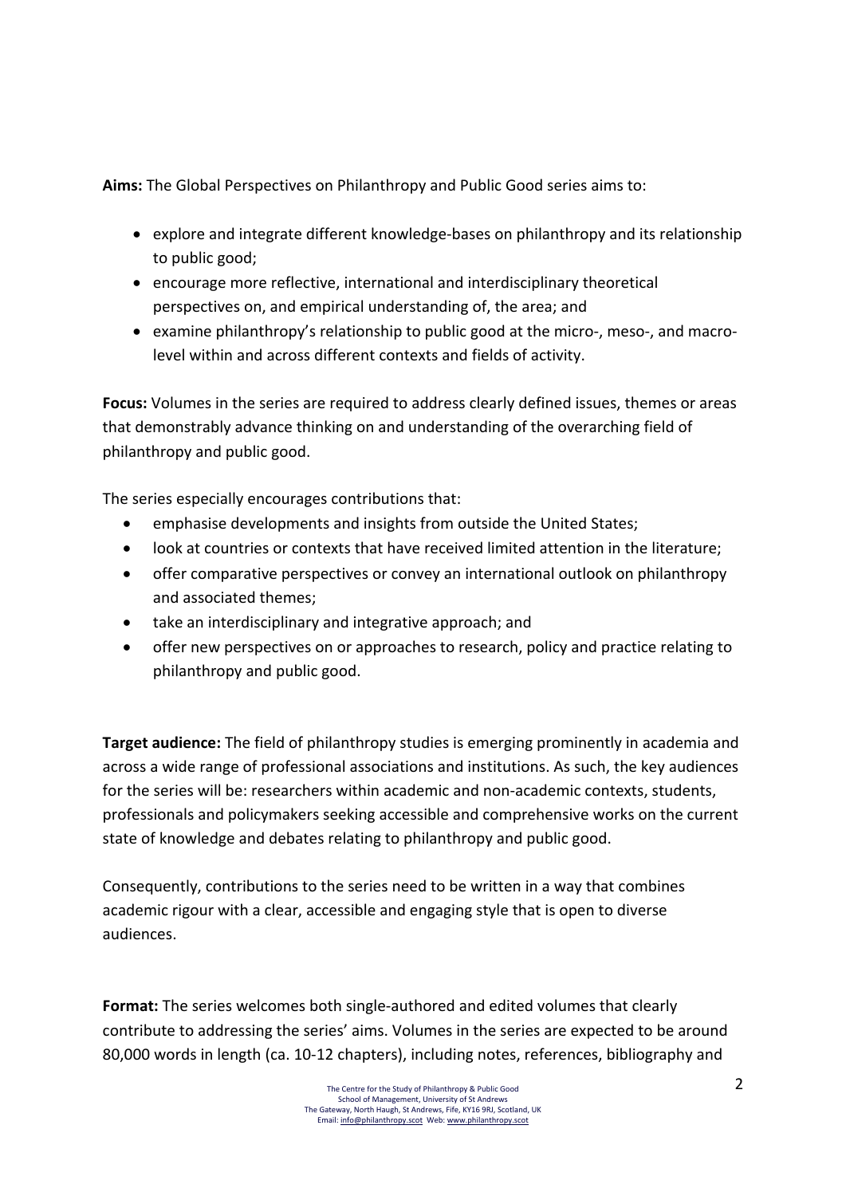**Aims:** The Global Perspectives on Philanthropy and Public Good series aims to:

- explore and integrate different knowledge-bases on philanthropy and its relationship to public good;
- encourage more reflective, international and interdisciplinary theoretical perspectives on, and empirical understanding of, the area; and
- examine philanthropy's relationship to public good at the micro-, meso-, and macro-level within and across different contexts and fields of activity.

**Focus:** Volumes in the series are required to address clearly defined issues, themes or areas that demonstrably advance thinking on and understanding of the overarching field of philanthropy and public good.

The series especially encourages contributions that:

- emphasise developments and insights from outside the United States;
- look at countries or contexts that have received limited attention in the literature;
- offer comparative perspectives or convey an international outlook on philanthropy and associated themes;
- take an interdisciplinary and integrative approach; and
- offer new perspectives on or approaches to research, policy and practice relating to philanthropy and public good.

**Target audience:** The field of philanthropy studies is emerging prominently in academia and across a wide range of professional associations and institutions. As such, the key audiences for the series will be: researchers within academic and non-academic contexts, students, professionals and policymakers seeking accessible and comprehensive works on the current state of knowledge and debates relating to philanthropy and public good.

Consequently, contributions to the series need to be written in a way that combines academic rigour with a clear, accessible and engaging style that is open to diverse audiences.

**Format:** The series welcomes both single-authored and edited volumes that clearly contribute to addressing the series' aims. Volumes in the series are expected to be around 80,000 words in length (ca. 10-12 chapters), including notes, references, bibliography and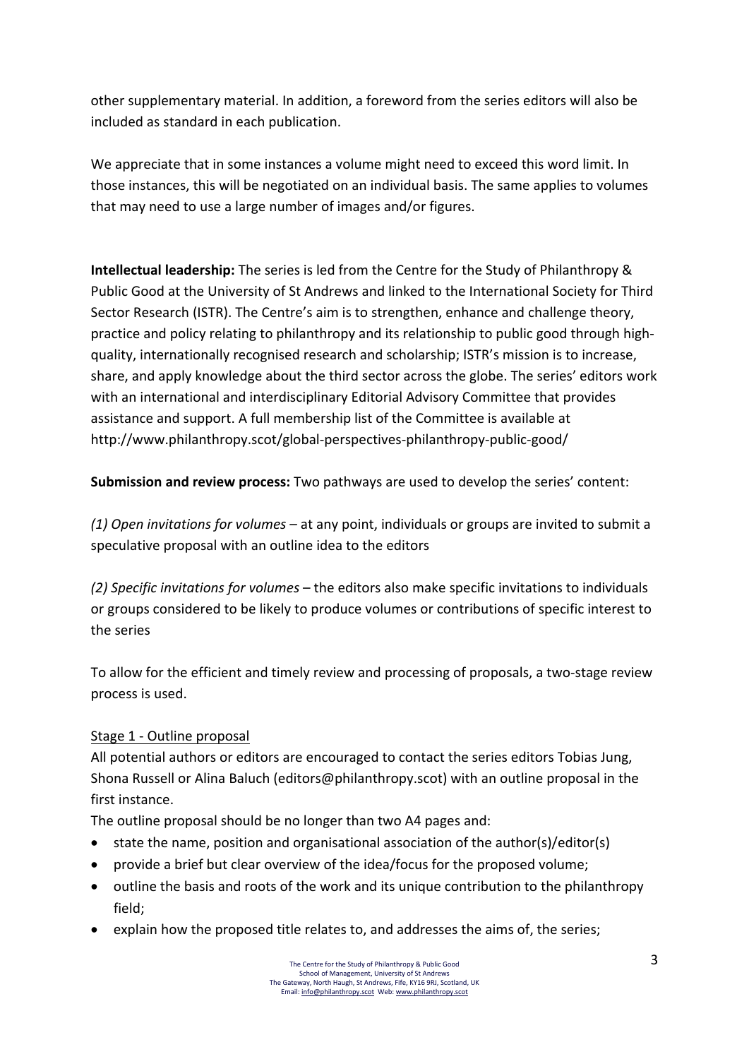other supplementary material. In addition, a foreword from the series editors will also be included as standard in each publication.

We appreciate that in some instances a volume might need to exceed this word limit. In those instances, this will be negotiated on an individual basis. The same applies to volumes that may need to use a large number of images and/or figures.

**Intellectual leadership:** The series is led from the Centre for the Study of Philanthropy & Public Good at the University of St Andrews and linked to the International Society for Third Sector Research (ISTR). The Centre's aim is to strengthen, enhance and challenge theory, practice and policy relating to philanthropy and its relationship to public good through high-quality, internationally recognised research and scholarship; ISTR's mission is to increase, share, and apply knowledge about the third sector across the globe. The series' editors work with an international and interdisciplinary Editorial Advisory Committee that provides assistance and support. A full membership list of the Committee is available at http://www.philanthropy.scot/global-perspectives-philanthropy-public-good/

**Submission and review process:** Two pathways are used to develop the series' content:

*(1) Open invitations for volumes* – at any point, individuals or groups are invited to submit a speculative proposal with an outline idea to the editors

*(2) Specific invitations for volumes* – the editors also make specific invitations to individuals or groups considered to be likely to produce volumes or contributions of specific interest to the series

To allow for the efficient and timely review and processing of proposals, a two-stage review process is used.

Stage 1 - Outline proposal

All potential authors or editors are encouraged to contact the series editors Tobias Jung, Shona Russell or Alina Baluch (editors@philanthropy.scot) with an outline proposal in the first instance.

The outline proposal should be no longer than two A4 pages and:

- state the name, position and organisational association of the author(s)/editor(s)
- provide a brief but clear overview of the idea/focus for the proposed volume;
- outline the basis and roots of the work and its unique contribution to the philanthropy field;
- explain how the proposed title relates to, and addresses the aims of, the series;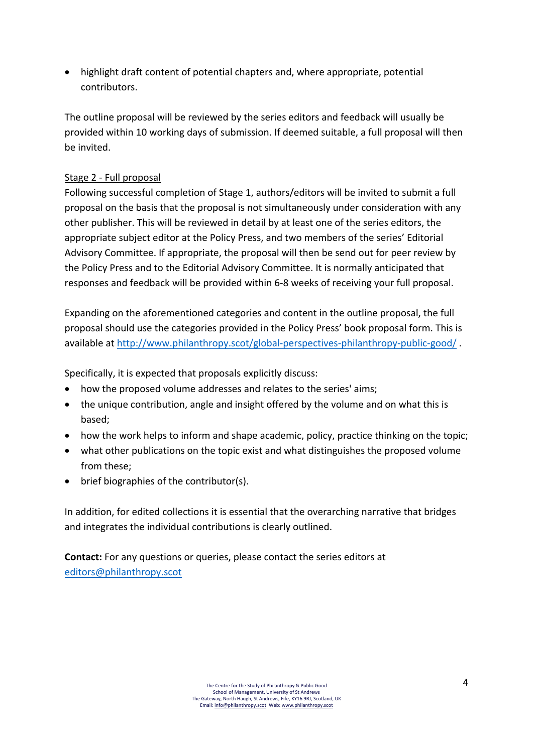- highlight draft content of potential chapters and, where appropriate, potential contributors.

The outline proposal will be reviewed by the series editors and feedback will usually be provided within 10 working days of submission. If deemed suitable, a full proposal will then be invited.

<u>Stage 2 - Full proposal</u>

Following successful completion of Stage 1, authors/editors will be invited to submit a full proposal on the basis that the proposal is not simultaneously under consideration with any other publisher. This will be reviewed in detail by at least one of the series editors, the appropriate subject editor at the Policy Press, and two members of the series' Editorial Advisory Committee. If appropriate, the proposal will then be send out for peer review by the Policy Press and to the Editorial Advisory Committee. It is normally anticipated that responses and feedback will be provided within 6-8 weeks of receiving your full proposal.

Expanding on the aforementioned categories and content in the outline proposal, the full proposal should use the categories provided in the Policy Press' book proposal form. This is available at [http://www.philanthropy.scot/global-perspectives-philanthropy-public-good/](http://www.philanthropy.scot/global-perspectives-philanthropy-public-good/) .

Specifically, it is expected that proposals explicitly discuss:

- how the proposed volume addresses and relates to the series' aims;
- the unique contribution, angle and insight offered by the volume and on what this is based;
- how the work helps to inform and shape academic, policy, practice thinking on the topic;
- what other publications on the topic exist and what distinguishes the proposed volume from these;
- brief biographies of the contributor(s).

In addition, for edited collections it is essential that the overarching narrative that bridges and integrates the individual contributions is clearly outlined.

**Contact:** For any questions or queries, please contact the series editors at [editors@philanthropy.scot](mailto:editors@philanthropy.scot)

The Centre for the Study of Philanthropy & Public Good
School of Management, University of St Andrews
The Gateway, North Haugh, St Andrews, Fife, KY16 9RJ, Scotland, UK
Email: info@philanthropy.scot Web: www.philanthropy.scot